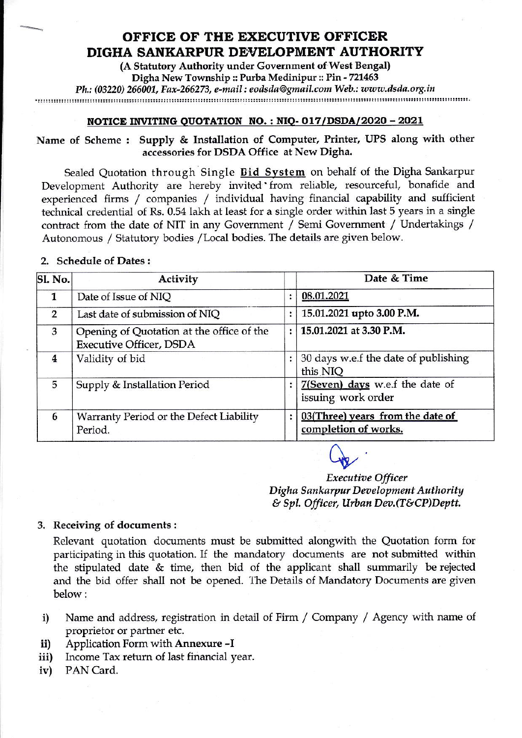# OFFICE OF THE EXECUTIVE OFFICER
# DIGHA SANKARPUR DEVELOPMENT AUTHORITY

**(A Statutory Authority under Government of West Bengal)**
**Digha New Township :: Purba Medinipur :: Pin - 721463**
*Ph.: (03220) 266001, Fax-266273, e-mail : eodsda@gmail.com Web.: www.dsda.org.in*

## NOTICE INVITING QUOTATION NO. : NIQ- 017/DSDA/2020 – 2021

**Name of Scheme : Supply & Installation of Computer, Printer, UPS along with other accessories for DSDA Office at New Digha.**

Sealed Quotation through Single **Bid System** on behalf of the Digha Sankarpur Development Authority are hereby invited from reliable, resourceful, bonafide and experienced firms / companies / individual having financial capability and sufficient technical credential of Rs. 0.54 lakh at least for a single order within last 5 years in a single contract from the date of NIT in any Government / Semi Government / Undertakings / Autonomous / Statutory bodies /Local bodies. The details are given below.

2. **Schedule of Dates :**

| Sl. No. | Activity | | Date & Time |
|---|---|---|---|
| 1 | Date of Issue of NIQ | : | 08.01.2021 |
| 2 | Last date of submission of NIQ | : | **15.01.2021 upto 3.00 P.M.** |
| 3 | Opening of Quotation at the office of the Executive Officer, DSDA | : | **15.01.2021 at 3.30 P.M.** |
| 4 | Validity of bid | : | 30 days w.e.f the date of publishing this NIQ |
| 5 | Supply & Installation Period | : | 7(Seven) days w.e.f the date of issuing work order |
| 6 | Warranty Period or the Defect Liability Period. | : | 03(Three) years from the date of completion of works. |

*Executive Officer*
*Digha Sankarpur Development Authority*
*& Spl. Officer, Urban Dev.(T&CP)Deptt.*

3. **Receiving of documents :**

Relevant quotation documents must be submitted alongwith the Quotation form for participating in this quotation. If the mandatory documents are not submitted within the stipulated date & time, then bid of the applicant shall summarily be rejected and the bid offer shall not be opened. The Details of Mandatory Documents are given below :

i) Name and address, registration in detail of Firm / Company / Agency with name of proprietor or partner etc.
ii) Application Form with **Annexure –I**
iii) Income Tax return of last financial year.
iv) PAN Card.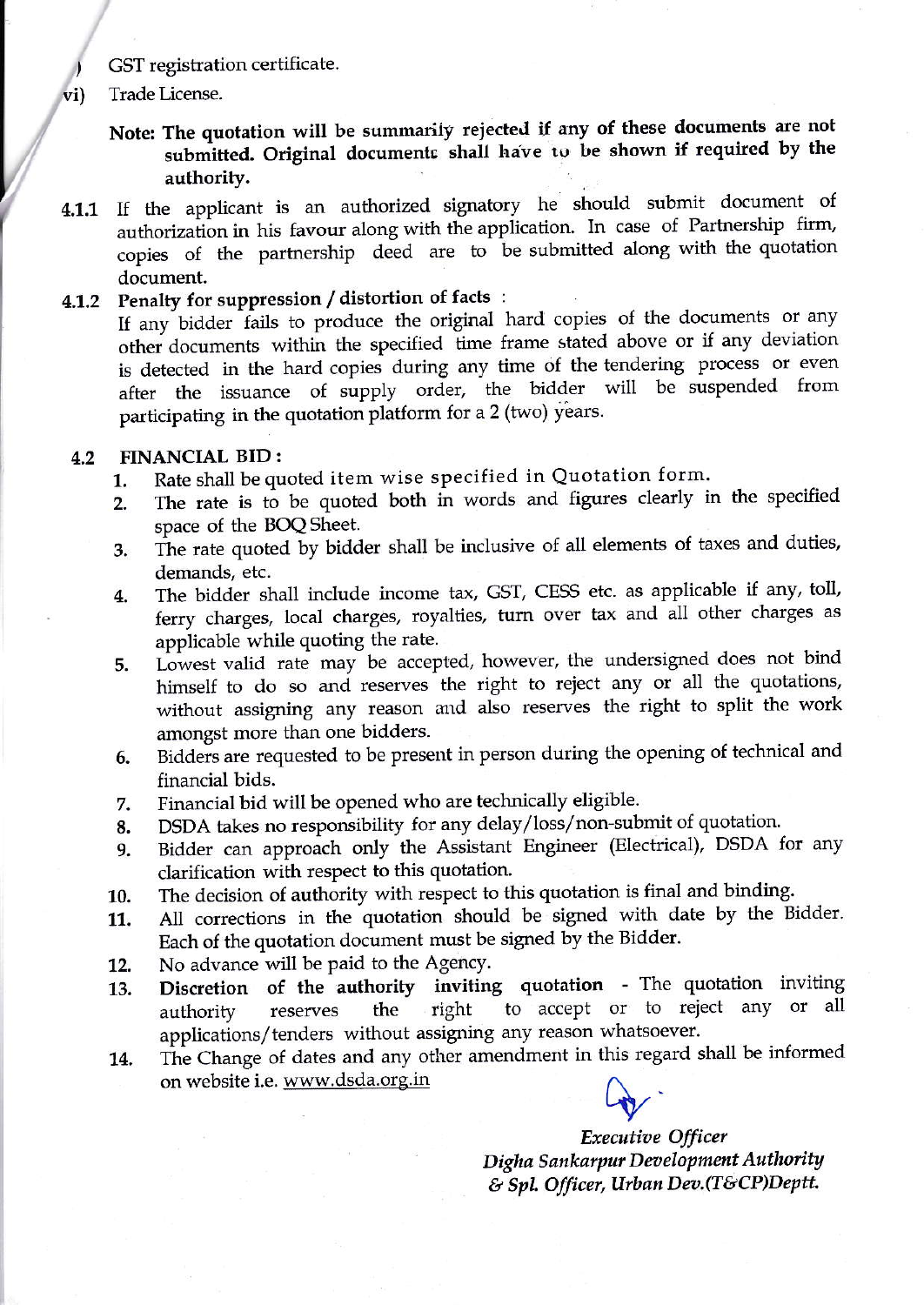v) GST registration certificate.

vi) Trade License.

**Note: The quotation will be summarily rejected if any of these documents are not submitted. Original documents shall have to be shown if required by the authority.**

**4.1.1** If the applicant is an authorized signatory he should submit document of authorization in his favour along with the application. In case of Partnership firm, copies of the partnership deed are to be submitted along with the quotation document.

**4.1.2 Penalty for suppression / distortion of facts :**

If any bidder fails to produce the original hard copies of the documents or any other documents within the specified time frame stated above or if any deviation is detected in the hard copies during any time of the tendering process or even after the issuance of supply order, the bidder will be suspended from participating in the quotation platform for a 2 (two) years.

### 4.2 FINANCIAL BID :

1. Rate shall be quoted item wise specified in Quotation form.
2. The rate is to be quoted both in words and figures clearly in the specified space of the BOQ Sheet.
3. The rate quoted by bidder shall be inclusive of all elements of taxes and duties, demands, etc.
4. The bidder shall include income tax, GST, CESS etc. as applicable if any, toll, ferry charges, local charges, royalties, turn over tax and all other charges as applicable while quoting the rate.
5. Lowest valid rate may be accepted, however, the undersigned does not bind himself to do so and reserves the right to reject any or all the quotations, without assigning any reason and also reserves the right to split the work amongst more than one bidders.
6. Bidders are requested to be present in person during the opening of technical and financial bids.
7. Financial bid will be opened who are technically eligible.
8. DSDA takes no responsibility for any delay/loss/non-submit of quotation.
9. Bidder can approach only the Assistant Engineer (Electrical), DSDA for any clarification with respect to this quotation.
10. The decision of authority with respect to this quotation is final and binding.
11. All corrections in the quotation should be signed with date by the Bidder. Each of the quotation document must be signed by the Bidder.
12. No advance will be paid to the Agency.
13. **Discretion of the authority inviting quotation** - The quotation inviting authority reserves the right to accept or to reject any or all applications/tenders without assigning any reason whatsoever.
14. The Change of dates and any other amendment in this regard shall be informed on website i.e. www.dsda.org.in

*Executive Officer*
*Digha Sankarpur Development Authority*
*& Spl. Officer, Urban Dev.(T&CP)Deptt.*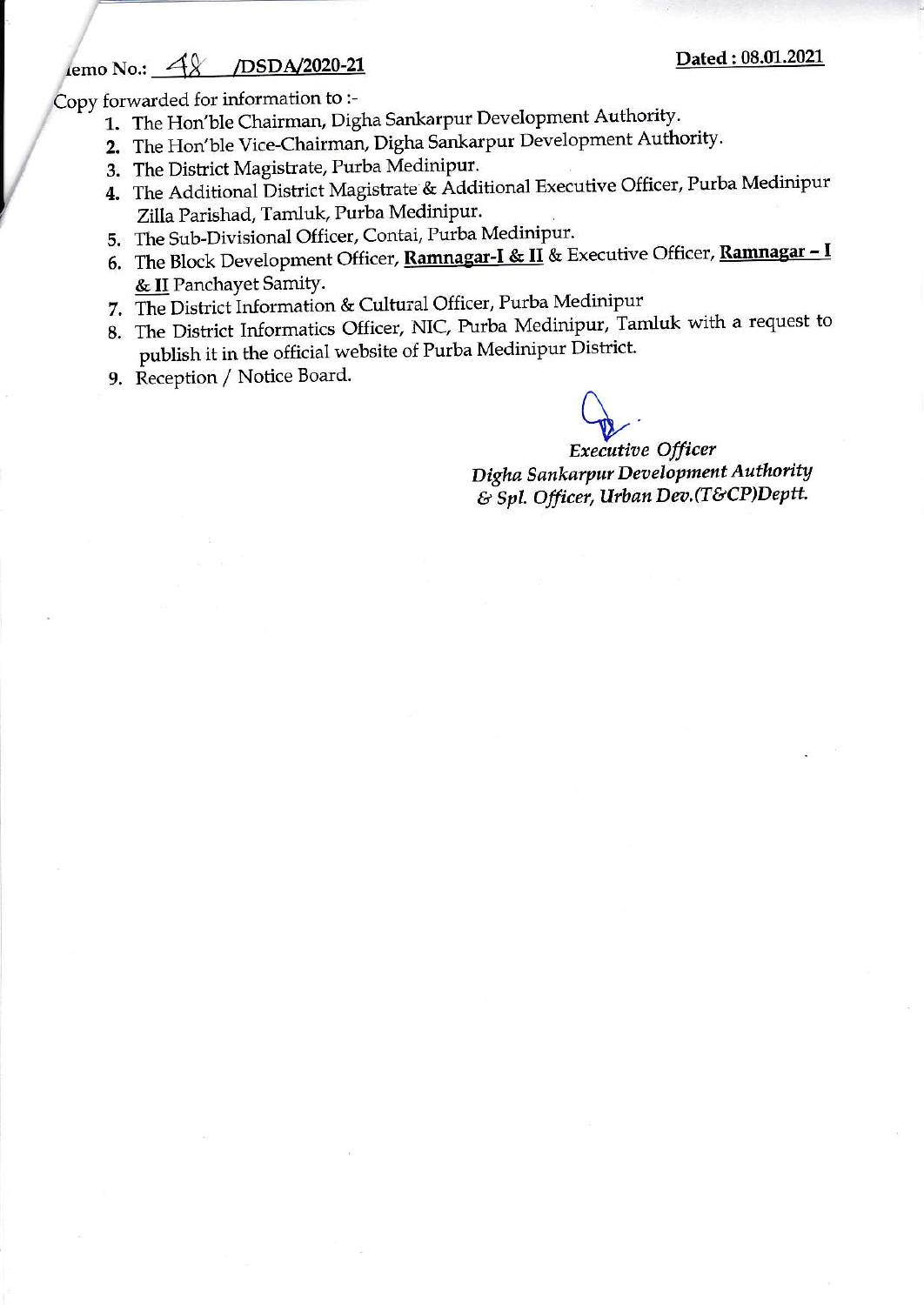Memo No.: 48 /DSDA/2020-21 **Dated : 08.01.2021**

Copy forwarded for information to :-

1. The Hon'ble Chairman, Digha Sankarpur Development Authority.
2. The Hon'ble Vice-Chairman, Digha Sankarpur Development Authority.
3. The District Magistrate, Purba Medinipur.
4. The Additional District Magistrate & Additional Executive Officer, Purba Medinipur Zilla Parishad, Tamluk, Purba Medinipur.
5. The Sub-Divisional Officer, Contai, Purba Medinipur.
6. The Block Development Officer, **Ramnagar-I & II** & Executive Officer, **Ramnagar – I & II** Panchayet Samity.
7. The District Information & Cultural Officer, Purba Medinipur
8. The District Informatics Officer, NIC, Purba Medinipur, Tamluk with a request to publish it in the official website of Purba Medinipur District.
9. Reception / Notice Board.

*Executive Officer*
*Digha Sankarpur Development Authority*
*& Spl. Officer, Urban Dev.(T&CP)Deptt.*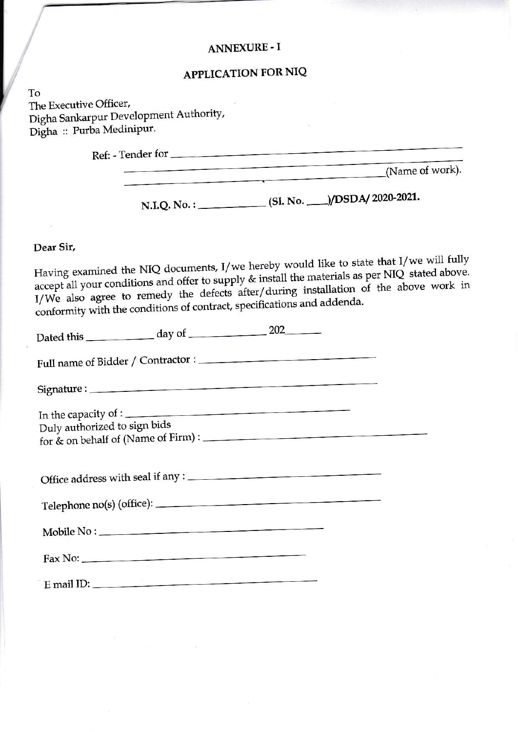## ANNEXURE - I

## APPLICATION FOR NIQ

To
The Executive Officer,
Digha Sankarpur Development Authority,
Digha :: Purba Medinipur.

Ref: - Tender for ________________________________________________
________________________________________________(Name of work).

N.I.Q. No. : __________ (Sl. No. ____)/DSDA/ 2020-2021.

**Dear Sir,**

Having examined the NIQ documents, I/we hereby would like to state that I/we will fully accept all your conditions and offer to supply & install the materials as per NIQ stated above. I/We also agree to remedy the defects after/during installation of the above work in conformity with the conditions of contract, specifications and addenda.

Dated this __________ day of ____________ 202______

Full name of Bidder / Contractor : ______________________________

Signature : ______________________________

In the capacity of : ______________________________
Duly authorized to sign bids
for & on behalf of (Name of Firm) : ______________________________

Office address with seal if any : ______________________________

Telephone no(s) (office): ______________________________

Mobile No : ______________________________

Fax No: ______________________________

E mail ID: ______________________________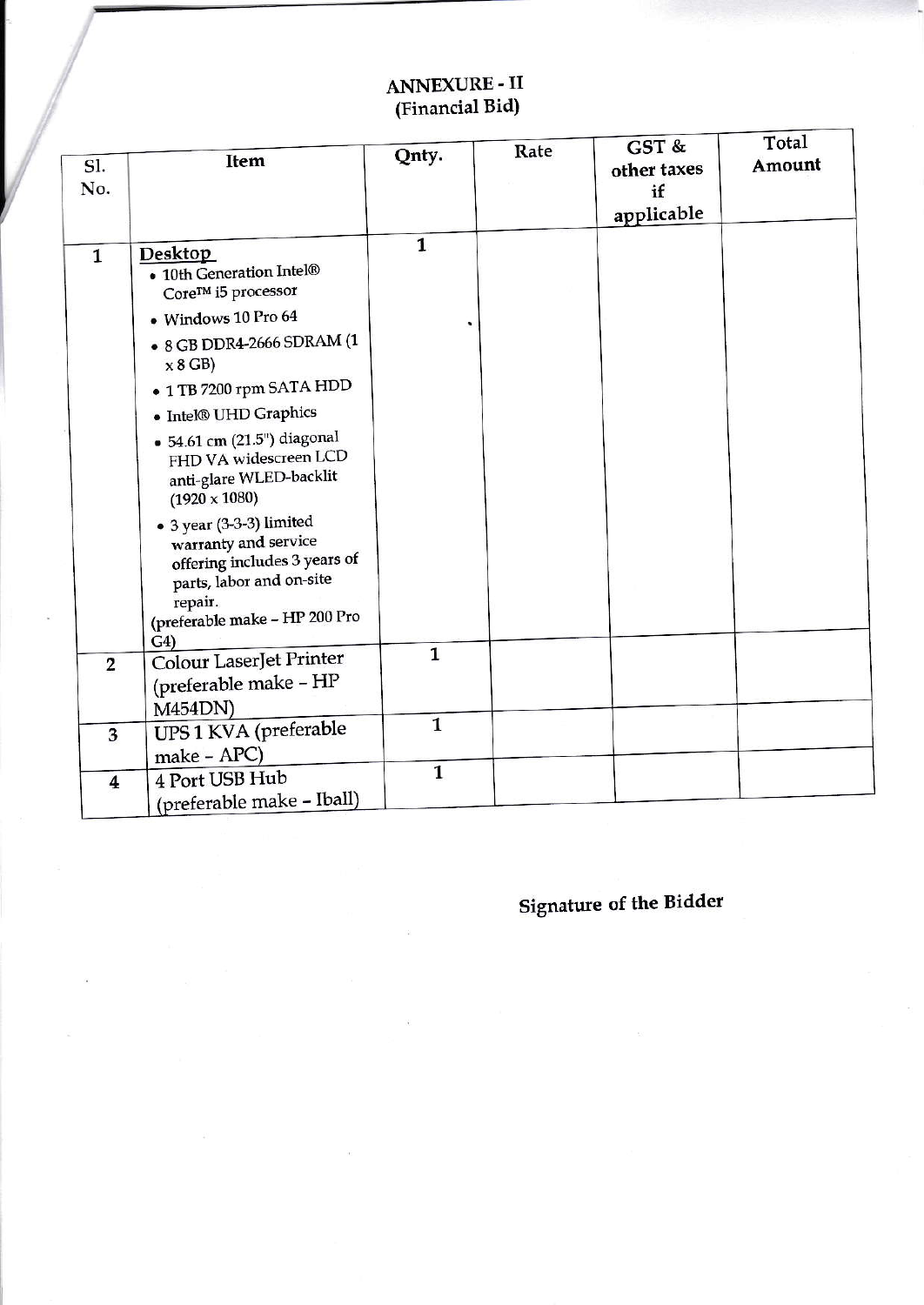# ANNEXURE - II
## (Financial Bid)

| Sl. No. | Item | Qnty. | Rate | GST & other taxes if applicable | Total Amount |
|---|---|---|---|---|---|
| 1 | **Desktop**<br>• 10th Generation Intel® Core™ i5 processor<br>• Windows 10 Pro 64<br>• 8 GB DDR4-2666 SDRAM (1 x 8 GB)<br>• 1 TB 7200 rpm SATA HDD<br>• Intel® UHD Graphics<br>• 54.61 cm (21.5") diagonal FHD VA widescreen LCD anti-glare WLED-backlit (1920 x 1080)<br>• 3 year (3-3-3) limited warranty and service offering includes 3 years of parts, labor and on-site repair.<br>(preferable make – HP 200 Pro G4) | 1 | | | |
| 2 | Colour LaserJet Printer (preferable make – HP M454DN) | 1 | | | |
| 3 | UPS 1 KVA (preferable make – APC) | 1 | | | |
| 4 | 4 Port USB Hub (preferable make – Iball) | 1 | | | |

**Signature of the Bidder**